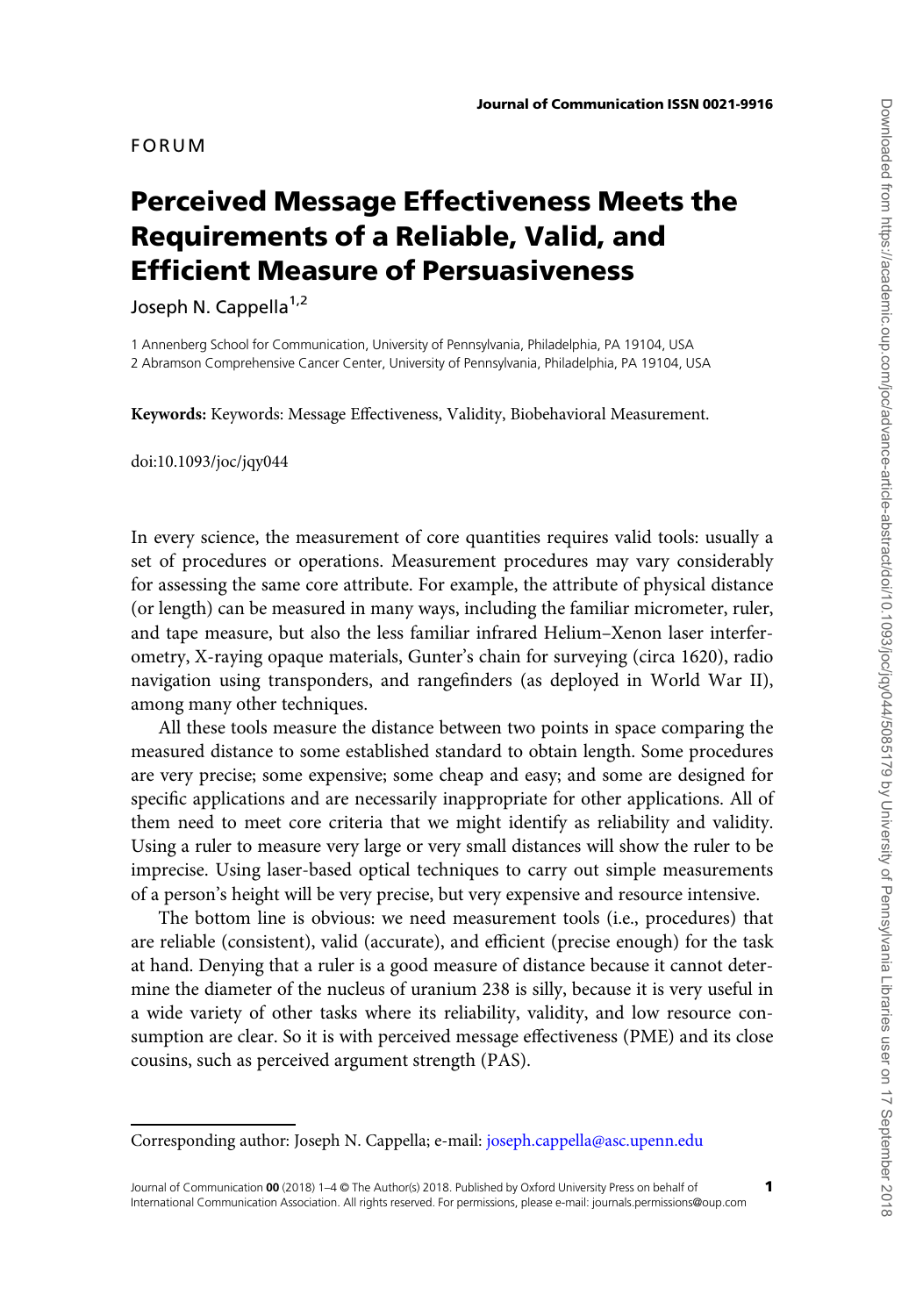FORUM

# Perceived Message Effectiveness Meets the Requirements of a Reliable, Valid, and Efficient Measure of Persuasiveness

Joseph N. Cappella[1,2]

1 Annenberg School for Communication, University of Pennsylvania, Philadelphia, PA 19104, USA
2 Abramson Comprehensive Cancer Center, University of Pennsylvania, Philadelphia, PA 19104, USA

**Keywords:** Keywords: Message Effectiveness, Validity, Biobehavioral Measurement.

doi:10.1093/joc/jqy044

In every science, the measurement of core quantities requires valid tools: usually a set of procedures or operations. Measurement procedures may vary considerably for assessing the same core attribute. For example, the attribute of physical distance (or length) can be measured in many ways, including the familiar micrometer, ruler, and tape measure, but also the less familiar infrared Helium–Xenon laser interferometry, X-raying opaque materials, Gunter's chain for surveying (circa 1620), radio navigation using transponders, and rangefinders (as deployed in World War II), among many other techniques.

All these tools measure the distance between two points in space comparing the measured distance to some established standard to obtain length. Some procedures are very precise; some expensive; some cheap and easy; and some are designed for specific applications and are necessarily inappropriate for other applications. All of them need to meet core criteria that we might identify as reliability and validity. Using a ruler to measure very large or very small distances will show the ruler to be imprecise. Using laser-based optical techniques to carry out simple measurements of a person's height will be very precise, but very expensive and resource intensive.

The bottom line is obvious: we need measurement tools (i.e., procedures) that are reliable (consistent), valid (accurate), and efficient (precise enough) for the task at hand. Denying that a ruler is a good measure of distance because it cannot determine the diameter of the nucleus of uranium 238 is silly, because it is very useful in a wide variety of other tasks where its reliability, validity, and low resource consumption are clear. So it is with perceived message effectiveness (PME) and its close cousins, such as perceived argument strength (PAS).

Corresponding author: Joseph N. Cappella; e-mail: joseph.cappella@asc.upenn.edu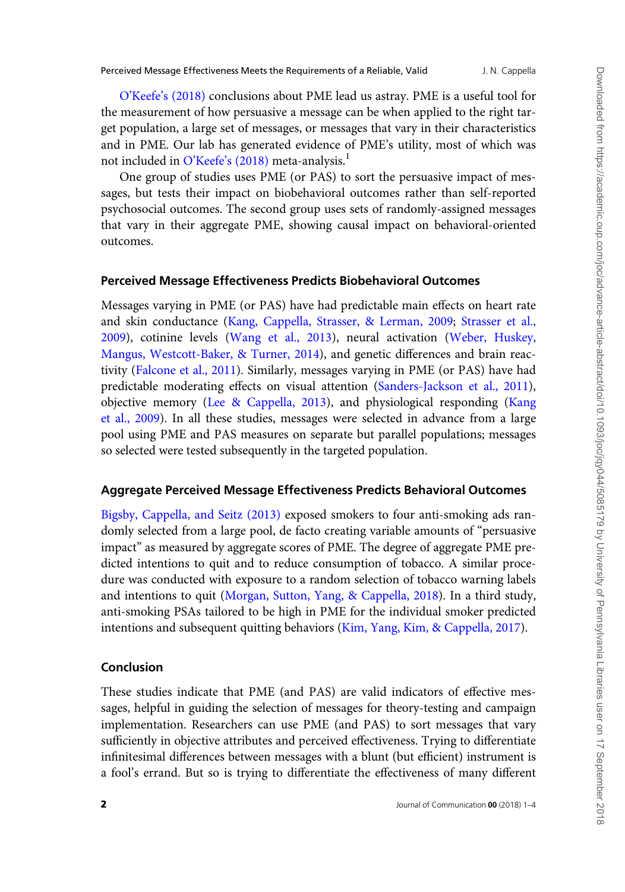O'Keefe's (2018) conclusions about PME lead us astray. PME is a useful tool for the measurement of how persuasive a message can be when applied to the right target population, a large set of messages, or messages that vary in their characteristics and in PME. Our lab has generated evidence of PME's utility, most of which was not included in O'Keefe's (2018) meta-analysis.[1]

One group of studies uses PME (or PAS) to sort the persuasive impact of messages, but tests their impact on biobehavioral outcomes rather than self-reported psychosocial outcomes. The second group uses sets of randomly-assigned messages that vary in their aggregate PME, showing causal impact on behavioral-oriented outcomes.

## Perceived Message Effectiveness Predicts Biobehavioral Outcomes

Messages varying in PME (or PAS) have had predictable main effects on heart rate and skin conductance (Kang, Cappella, Strasser, & Lerman, 2009; Strasser et al., 2009), cotinine levels (Wang et al., 2013), neural activation (Weber, Huskey, Mangus, Westcott-Baker, & Turner, 2014), and genetic differences and brain reactivity (Falcone et al., 2011). Similarly, messages varying in PME (or PAS) have had predictable moderating effects on visual attention (Sanders-Jackson et al., 2011), objective memory (Lee & Cappella, 2013), and physiological responding (Kang et al., 2009). In all these studies, messages were selected in advance from a large pool using PME and PAS measures on separate but parallel populations; messages so selected were tested subsequently in the targeted population.

## Aggregate Perceived Message Effectiveness Predicts Behavioral Outcomes

Bigsby, Cappella, and Seitz (2013) exposed smokers to four anti-smoking ads randomly selected from a large pool, de facto creating variable amounts of "persuasive impact" as measured by aggregate scores of PME. The degree of aggregate PME predicted intentions to quit and to reduce consumption of tobacco. A similar procedure was conducted with exposure to a random selection of tobacco warning labels and intentions to quit (Morgan, Sutton, Yang, & Cappella, 2018). In a third study, anti-smoking PSAs tailored to be high in PME for the individual smoker predicted intentions and subsequent quitting behaviors (Kim, Yang, Kim, & Cappella, 2017).

## Conclusion

These studies indicate that PME (and PAS) are valid indicators of effective messages, helpful in guiding the selection of messages for theory-testing and campaign implementation. Researchers can use PME (and PAS) to sort messages that vary sufficiently in objective attributes and perceived effectiveness. Trying to differentiate infinitesimal differences between messages with a blunt (but efficient) instrument is a fool's errand. But so is trying to differentiate the effectiveness of many different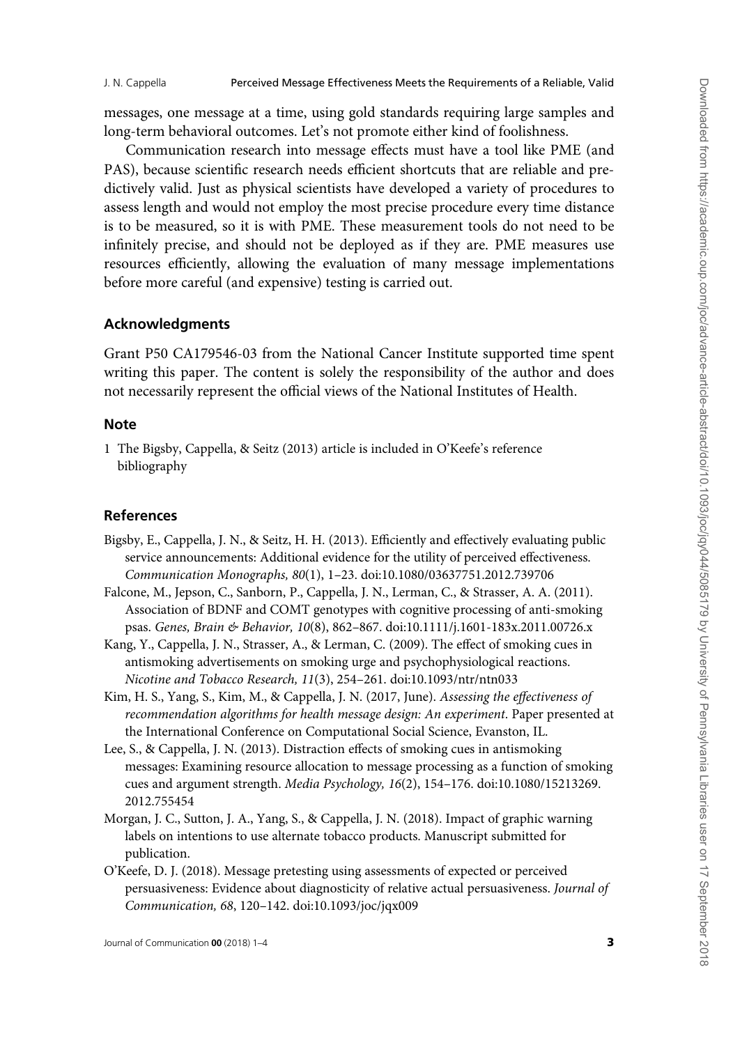messages, one message at a time, using gold standards requiring large samples and long-term behavioral outcomes. Let's not promote either kind of foolishness.

Communication research into message effects must have a tool like PME (and PAS), because scientific research needs efficient shortcuts that are reliable and predictively valid. Just as physical scientists have developed a variety of procedures to assess length and would not employ the most precise procedure every time distance is to be measured, so it is with PME. These measurement tools do not need to be infinitely precise, and should not be deployed as if they are. PME measures use resources efficiently, allowing the evaluation of many message implementations before more careful (and expensive) testing is carried out.

## Acknowledgments

Grant P50 CA179546-03 from the National Cancer Institute supported time spent writing this paper. The content is solely the responsibility of the author and does not necessarily represent the official views of the National Institutes of Health.

## Note

1 The Bigsby, Cappella, & Seitz (2013) article is included in O'Keefe's reference bibliography

## References

Bigsby, E., Cappella, J. N., & Seitz, H. H. (2013). Efficiently and effectively evaluating public service announcements: Additional evidence for the utility of perceived effectiveness. *Communication Monographs, 80*(1), 1–23. doi:10.1080/03637751.2012.739706

Falcone, M., Jepson, C., Sanborn, P., Cappella, J. N., Lerman, C., & Strasser, A. A. (2011). Association of BDNF and COMT genotypes with cognitive processing of anti-smoking psas. *Genes, Brain & Behavior, 10*(8), 862–867. doi:10.1111/j.1601-183x.2011.00726.x

Kang, Y., Cappella, J. N., Strasser, A., & Lerman, C. (2009). The effect of smoking cues in antismoking advertisements on smoking urge and psychophysiological reactions. *Nicotine and Tobacco Research, 11*(3), 254–261. doi:10.1093/ntr/ntn033

Kim, H. S., Yang, S., Kim, M., & Cappella, J. N. (2017, June). *Assessing the effectiveness of recommendation algorithms for health message design: An experiment*. Paper presented at the International Conference on Computational Social Science, Evanston, IL.

Lee, S., & Cappella, J. N. (2013). Distraction effects of smoking cues in antismoking messages: Examining resource allocation to message processing as a function of smoking cues and argument strength. *Media Psychology, 16*(2), 154–176. doi:10.1080/15213269.2012.755454

Morgan, J. C., Sutton, J. A., Yang, S., & Cappella, J. N. (2018). Impact of graphic warning labels on intentions to use alternate tobacco products. Manuscript submitted for publication.

O'Keefe, D. J. (2018). Message pretesting using assessments of expected or perceived persuasiveness: Evidence about diagnosticity of relative actual persuasiveness. *Journal of Communication, 68*, 120–142. doi:10.1093/joc/jqx009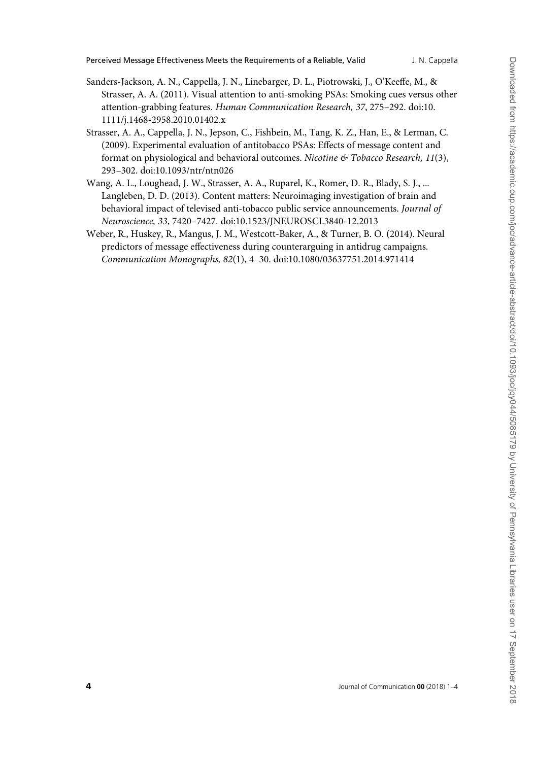Sanders-Jackson, A. N., Cappella, J. N., Linebarger, D. L., Piotrowski, J., O'Keeffe, M., & Strasser, A. A. (2011). Visual attention to anti-smoking PSAs: Smoking cues versus other attention-grabbing features. *Human Communication Research, 37*, 275–292. doi:10.1111/j.1468-2958.2010.01402.x

Strasser, A. A., Cappella, J. N., Jepson, C., Fishbein, M., Tang, K. Z., Han, E., & Lerman, C. (2009). Experimental evaluation of antitobacco PSAs: Effects of message content and format on physiological and behavioral outcomes. *Nicotine & Tobacco Research, 11*(3), 293–302. doi:10.1093/ntr/ntn026

Wang, A. L., Loughead, J. W., Strasser, A. A., Ruparel, K., Romer, D. R., Blady, S. J., ... Langleben, D. D. (2013). Content matters: Neuroimaging investigation of brain and behavioral impact of televised anti-tobacco public service announcements. *Journal of Neuroscience, 33*, 7420–7427. doi:10.1523/JNEUROSCI.3840-12.2013

Weber, R., Huskey, R., Mangus, J. M., Westcott-Baker, A., & Turner, B. O. (2014). Neural predictors of message effectiveness during counterarguing in antidrug campaigns. *Communication Monographs, 82*(1), 4–30. doi:10.1080/03637751.2014.971414